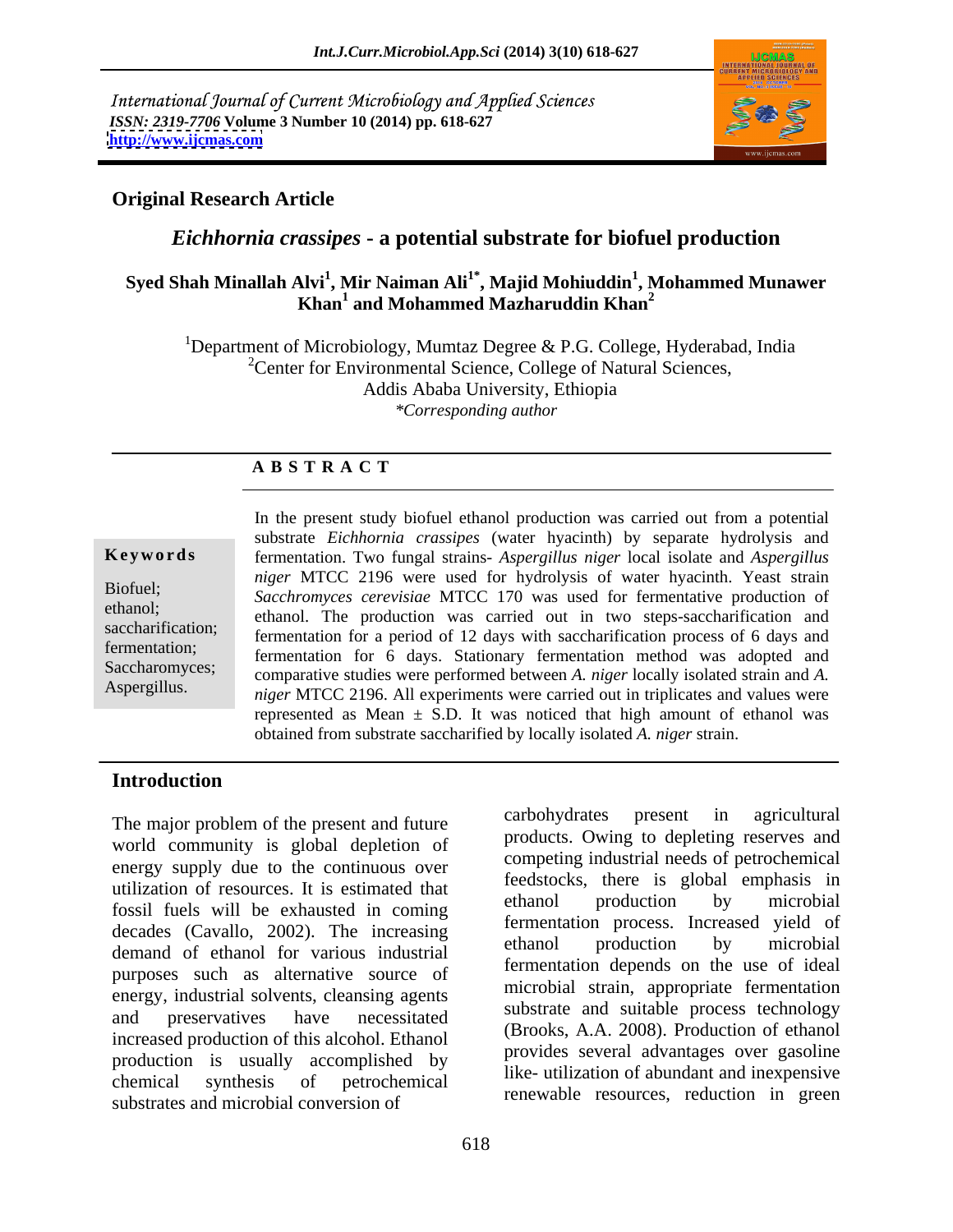*International Journal of Current Microbiology and Applied Sciences*
*ISSN: 2319-7706* **Volume 3 Number 10 (2014) pp. 618-627**
**http://www.ijcmas.com**

**Original Research Article**

# *Eichhornia crassipes* - a potential substrate for biofuel production

**Syed Shah Minallah Alvi[1], Mir Naiman Ali[1*], Majid Mohiuddin[1], Mohammed Munawer Khan[1] and Mohammed Mazharuddin Khan[2]**

[1]Department of Microbiology, Mumtaz Degree & P.G. College, Hyderabad, India
[2]Center for Environmental Science, College of Natural Sciences, Addis Ababa University, Ethiopia
*\*Corresponding author*

**A B S T R A C T**

**Keywords**

Biofuel; ethanol; saccharification; fermentation; Saccharomyces; Aspergillus.

In the present study biofuel ethanol production was carried out from a potential substrate *Eichhornia crassipes* (water hyacinth) by separate hydrolysis and fermentation. Two fungal strains- *Aspergillus niger* local isolate and *Aspergillus niger* MTCC 2196 were used for hydrolysis of water hyacinth. Yeast strain *Sacchromyces cerevisiae* MTCC 170 was used for fermentative production of ethanol. The production was carried out in two steps-saccharification and fermentation for a period of 12 days with saccharification process of 6 days and fermentation for 6 days. Stationary fermentation method was adopted and comparative studies were performed between *A. niger* locally isolated strain and *A. niger* MTCC 2196. All experiments were carried out in triplicates and values were represented as Mean ± S.D. It was noticed that high amount of ethanol was obtained from substrate saccharified by locally isolated *A. niger* strain.

## Introduction

The major problem of the present and future world community is global depletion of energy supply due to the continuous over utilization of resources. It is estimated that fossil fuels will be exhausted in coming decades (Cavallo, 2002). The increasing demand of ethanol for various industrial purposes such as alternative source of energy, industrial solvents, cleansing agents and preservatives have necessitated increased production of this alcohol. Ethanol production is usually accomplished by chemical synthesis of petrochemical substrates and microbial conversion of carbohydrates present in agricultural products. Owing to depleting reserves and competing industrial needs of petrochemical feedstocks, there is global emphasis in ethanol production by microbial fermentation process. Increased yield of ethanol production by microbial fermentation depends on the use of ideal microbial strain, appropriate fermentation substrate and suitable process technology (Brooks, A.A. 2008). Production of ethanol provides several advantages over gasoline like- utilization of abundant and inexpensive renewable resources, reduction in green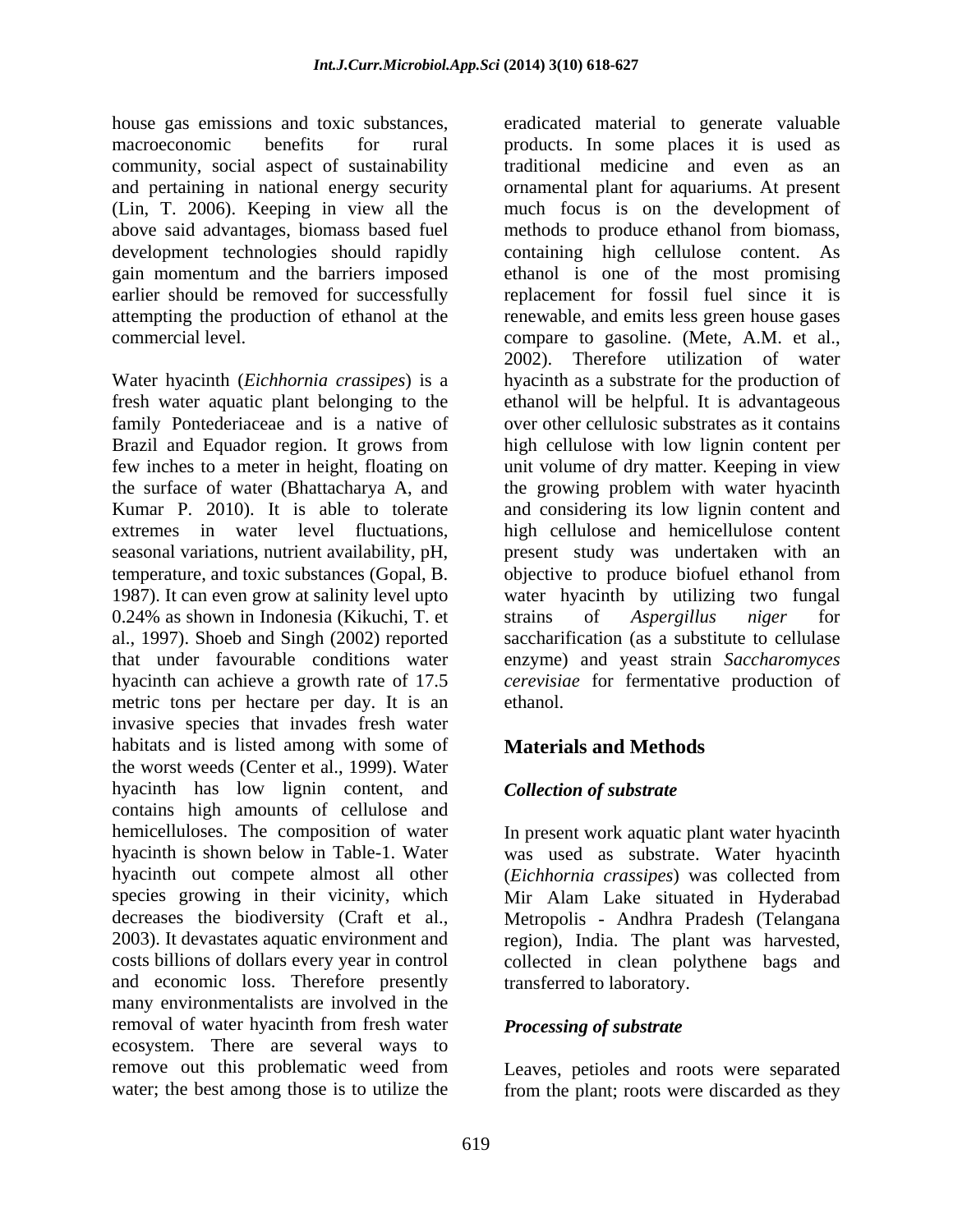house gas emissions and toxic substances, macroeconomic benefits for rural community, social aspect of sustainability and pertaining in national energy security (Lin, T. 2006). Keeping in view all the above said advantages, biomass based fuel development technologies should rapidly gain momentum and the barriers imposed earlier should be removed for successfully attempting the production of ethanol at the commercial level.

Water hyacinth (*Eichhornia crassipes*) is a fresh water aquatic plant belonging to the family Pontederiaceae and is a native of Brazil and Equador region. It grows from few inches to a meter in height, floating on the surface of water (Bhattacharya A, and Kumar P. 2010). It is able to tolerate extremes in water level fluctuations, seasonal variations, nutrient availability, pH, temperature, and toxic substances (Gopal, B. 1987). It can even grow at salinity level upto 0.24% as shown in Indonesia (Kikuchi, T. et al., 1997). Shoeb and Singh (2002) reported that under favourable conditions water hyacinth can achieve a growth rate of 17.5 metric tons per hectare per day. It is an invasive species that invades fresh water habitats and is listed among with some of the worst weeds (Center et al., 1999). Water hyacinth has low lignin content, and contains high amounts of cellulose and hemicelluloses. The composition of water hyacinth is shown below in Table-1. Water hyacinth out compete almost all other species growing in their vicinity, which decreases the biodiversity (Craft et al., 2003). It devastates aquatic environment and costs billions of dollars every year in control and economic loss. Therefore presently many environmentalists are involved in the removal of water hyacinth from fresh water ecosystem. There are several ways to remove out this problematic weed from water; the best among those is to utilize the eradicated material to generate valuable products. In some places it is used as traditional medicine and even as an ornamental plant for aquariums. At present much focus is on the development of methods to produce ethanol from biomass, containing high cellulose content. As ethanol is one of the most promising replacement for fossil fuel since it is renewable, and emits less green house gases compare to gasoline. (Mete, A.M. et al., 2002). Therefore utilization of water hyacinth as a substrate for the production of ethanol will be helpful. It is advantageous over other cellulosic substrates as it contains high cellulose with low lignin content per unit volume of dry matter. Keeping in view the growing problem with water hyacinth and considering its low lignin content and high cellulose and hemicellulose content present study was undertaken with an objective to produce biofuel ethanol from water hyacinth by utilizing two fungal strains of *Aspergillus niger* for saccharification (as a substitute to cellulase enzyme) and yeast strain *Saccharomyces cerevisiae* for fermentative production of ethanol.

## Materials and Methods

### *Collection of substrate*

In present work aquatic plant water hyacinth was used as substrate. Water hyacinth (*Eichhornia crassipes*) was collected from Mir Alam Lake situated in Hyderabad Metropolis - Andhra Pradesh (Telangana region), India. The plant was harvested, collected in clean polythene bags and transferred to laboratory.

### *Processing of substrate*

Leaves, petioles and roots were separated from the plant; roots were discarded as they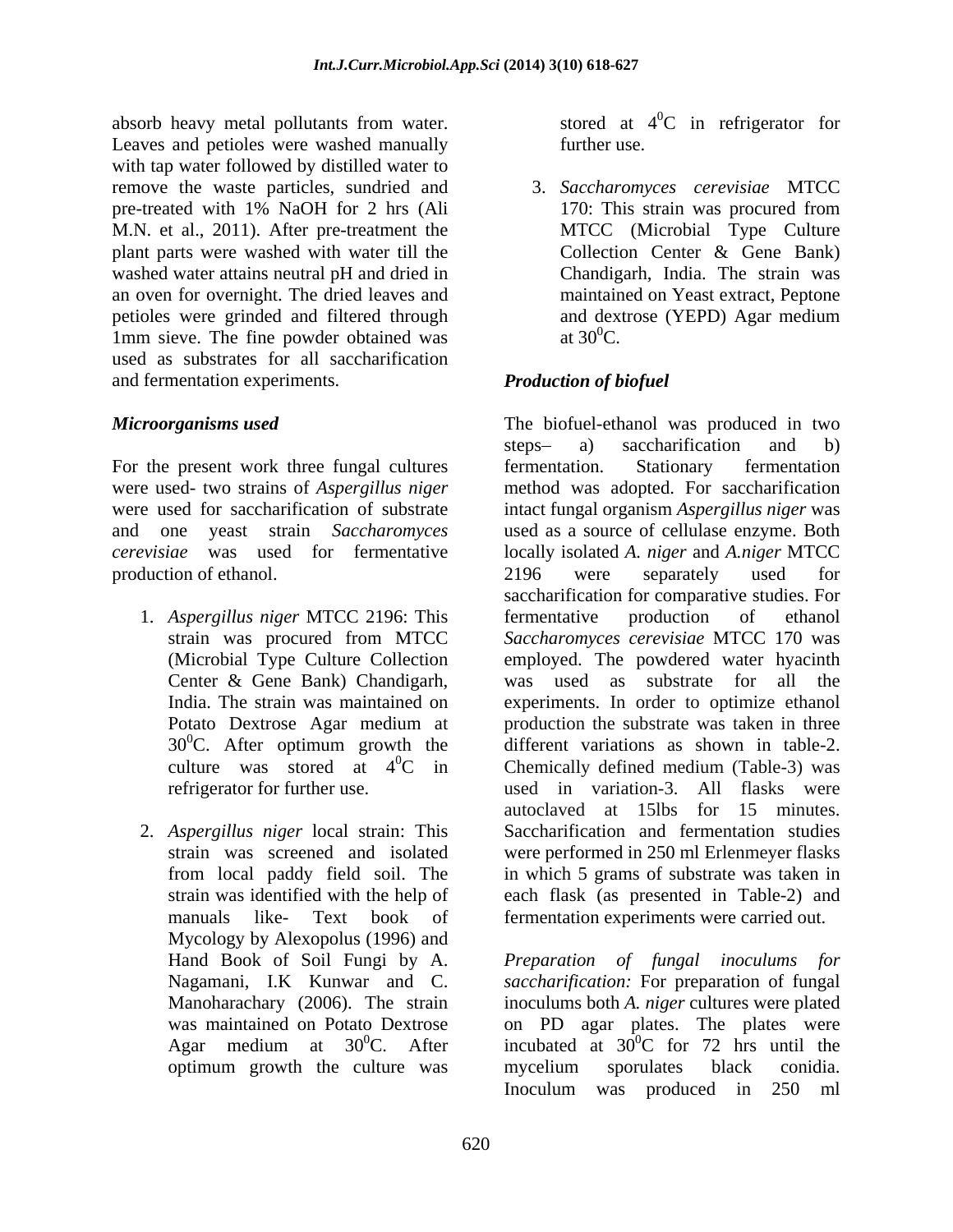absorb heavy metal pollutants from water. Leaves and petioles were washed manually with tap water followed by distilled water to remove the waste particles, sundried and pre-treated with 1% NaOH for 2 hrs (Ali M.N. et al., 2011). After pre-treatment the plant parts were washed with water till the washed water attains neutral pH and dried in an oven for overnight. The dried leaves and petioles were grinded and filtered through 1mm sieve. The fine powder obtained was used as substrates for all saccharification and fermentation experiments.

### *Microorganisms used*

For the present work three fungal cultures were used- two strains of *Aspergillus niger* were used for saccharification of substrate and one yeast strain *Saccharomyces cerevisiae* was used for fermentative production of ethanol.

1. *Aspergillus niger* MTCC 2196: This strain was procured from MTCC (Microbial Type Culture Collection Center & Gene Bank) Chandigarh, India. The strain was maintained on Potato Dextrose Agar medium at $30^0$C. After optimum growth the culture was stored at $4^0$C in refrigerator for further use.
2. *Aspergillus niger* local strain: This strain was screened and isolated from local paddy field soil. The strain was identified with the help of manuals like- Text book of Mycology by Alexopolus (1996) and Hand Book of Soil Fungi by A. Nagamani, I.K Kunwar and C. Manoharachary (2006). The strain was maintained on Potato Dextrose Agar medium at $30^0$C. After optimum growth the culture was stored at $4^0$C in refrigerator for further use.
3. *Saccharomyces cerevisiae* MTCC 170: This strain was procured from MTCC (Microbial Type Culture Collection Center & Gene Bank) Chandigarh, India. The strain was maintained on Yeast extract, Peptone and dextrose (YEPD) Agar medium at $30^0$C.

### *Production of biofuel*

The biofuel-ethanol was produced in two steps– a) saccharification and b) fermentation. Stationary fermentation method was adopted. For saccharification intact fungal organism *Aspergillus niger* was used as a source of cellulase enzyme. Both locally isolated *A. niger* and *A.niger* MTCC 2196 were separately used for saccharification for comparative studies. For fermentative production of ethanol *Saccharomyces cerevisiae* MTCC 170 was employed. The powdered water hyacinth was used as substrate for all the experiments. In order to optimize ethanol production the substrate was taken in three different variations as shown in table-2. Chemically defined medium (Table-3) was used in variation-3. All flasks were autoclaved at 15lbs for 15 minutes. Saccharification and fermentation studies were performed in 250 ml Erlenmeyer flasks in which 5 grams of substrate was taken in each flask (as presented in Table-2) and fermentation experiments were carried out.

*Preparation of fungal inoculums for saccharification:* For preparation of fungal inoculums both *A. niger* cultures were plated on PD agar plates. The plates were incubated at $30^0$C for 72 hrs until the mycelium sporulates black conidia. Inoculum was produced in 250 ml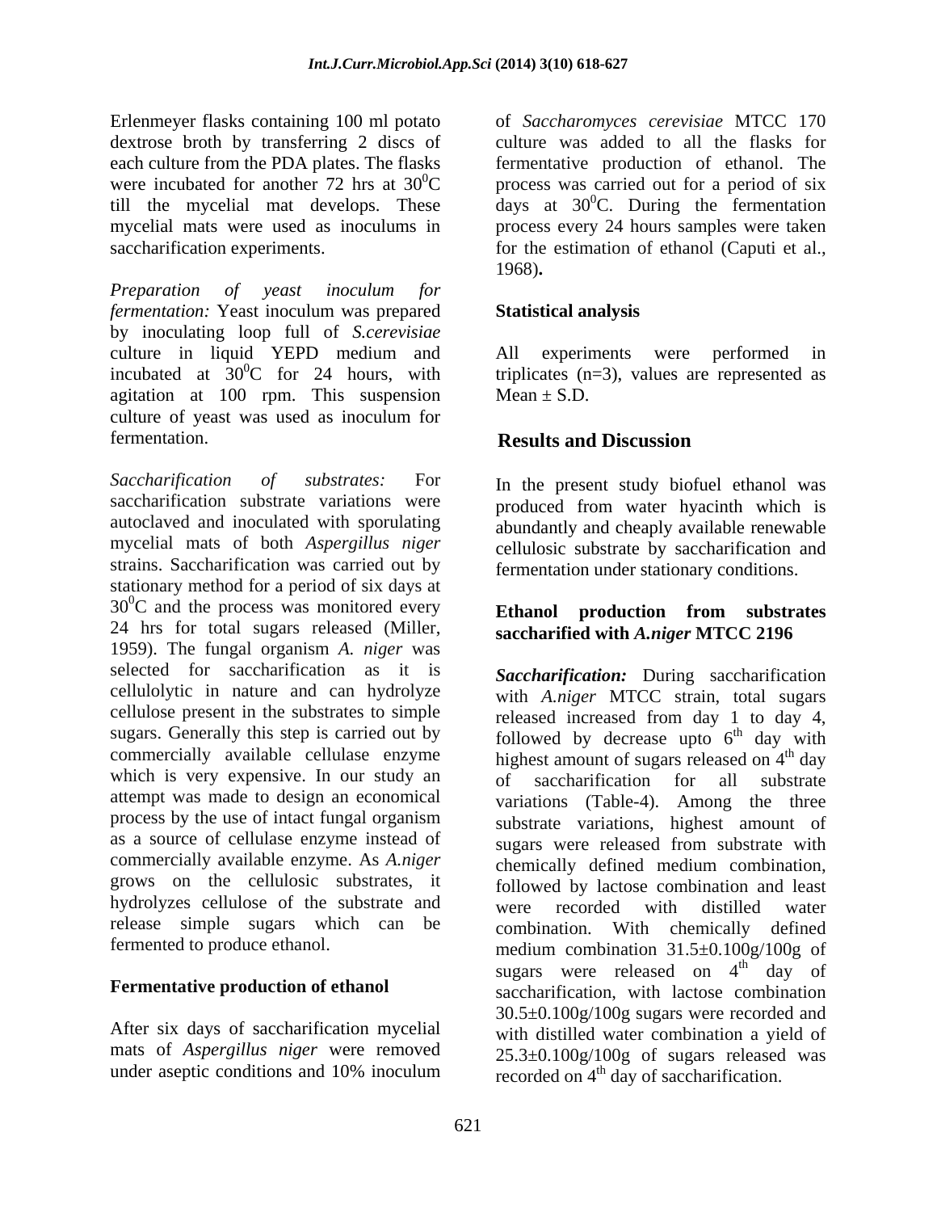Erlenmeyer flasks containing 100 ml potato dextrose broth by transferring 2 discs of each culture from the PDA plates. The flasks were incubated for another 72 hrs at $30^0$C till the mycelial mat develops. These mycelial mats were used as inoculums in saccharification experiments.

*Preparation of yeast inoculum for fermentation:* Yeast inoculum was prepared by inoculating loop full of *S.cerevisiae* culture in liquid YEPD medium and incubated at $30^0$C for 24 hours, with agitation at 100 rpm. This suspension culture of yeast was used as inoculum for fermentation.

*Saccharification of substrates:* For saccharification substrate variations were autoclaved and inoculated with sporulating mycelial mats of both *Aspergillus niger* strains. Saccharification was carried out by stationary method for a period of six days at $30^0$C and the process was monitored every 24 hrs for total sugars released (Miller, 1959). The fungal organism *A. niger* was selected for saccharification as it is cellulolytic in nature and can hydrolyze cellulose present in the substrates to simple sugars. Generally this step is carried out by commercially available cellulase enzyme which is very expensive. In our study an attempt was made to design an economical process by the use of intact fungal organism as a source of cellulase enzyme instead of commercially available enzyme. As *A.niger* grows on the cellulosic substrates, it hydrolyzes cellulose of the substrate and release simple sugars which can be fermented to produce ethanol.

**Fermentative production of ethanol**

After six days of saccharification mycelial mats of *Aspergillus niger* were removed under aseptic conditions and 10% inoculum of *Saccharomyces cerevisiae* MTCC 170 culture was added to all the flasks for fermentative production of ethanol. The process was carried out for a period of six days at $30^0$C. During the fermentation process every 24 hours samples were taken for the estimation of ethanol (Caputi et al., 1968)**.**

**Statistical analysis**

All experiments were performed in triplicates (n=3), values are represented as Mean ± S.D.

## Results and Discussion

In the present study biofuel ethanol was produced from water hyacinth which is abundantly and cheaply available renewable cellulosic substrate by saccharification and fermentation under stationary conditions.

**Ethanol production from substrates saccharified with *A.niger* MTCC 2196**

***Saccharification:*** During saccharification with *A.niger* MTCC strain, total sugars released increased from day 1 to day 4, followed by decrease upto $6^{th}$ day with highest amount of sugars released on $4^{th}$ day of saccharification for all substrate variations (Table-4). Among the three substrate variations, highest amount of sugars were released from substrate with chemically defined medium combination, followed by lactose combination and least were recorded with distilled water combination. With chemically defined medium combination 31.5±0.100g/100g of sugars were released on $4^{th}$ day of saccharification, with lactose combination 30.5±0.100g/100g sugars were recorded and with distilled water combination a yield of 25.3±0.100g/100g of sugars released was recorded on $4^{th}$ day of saccharification.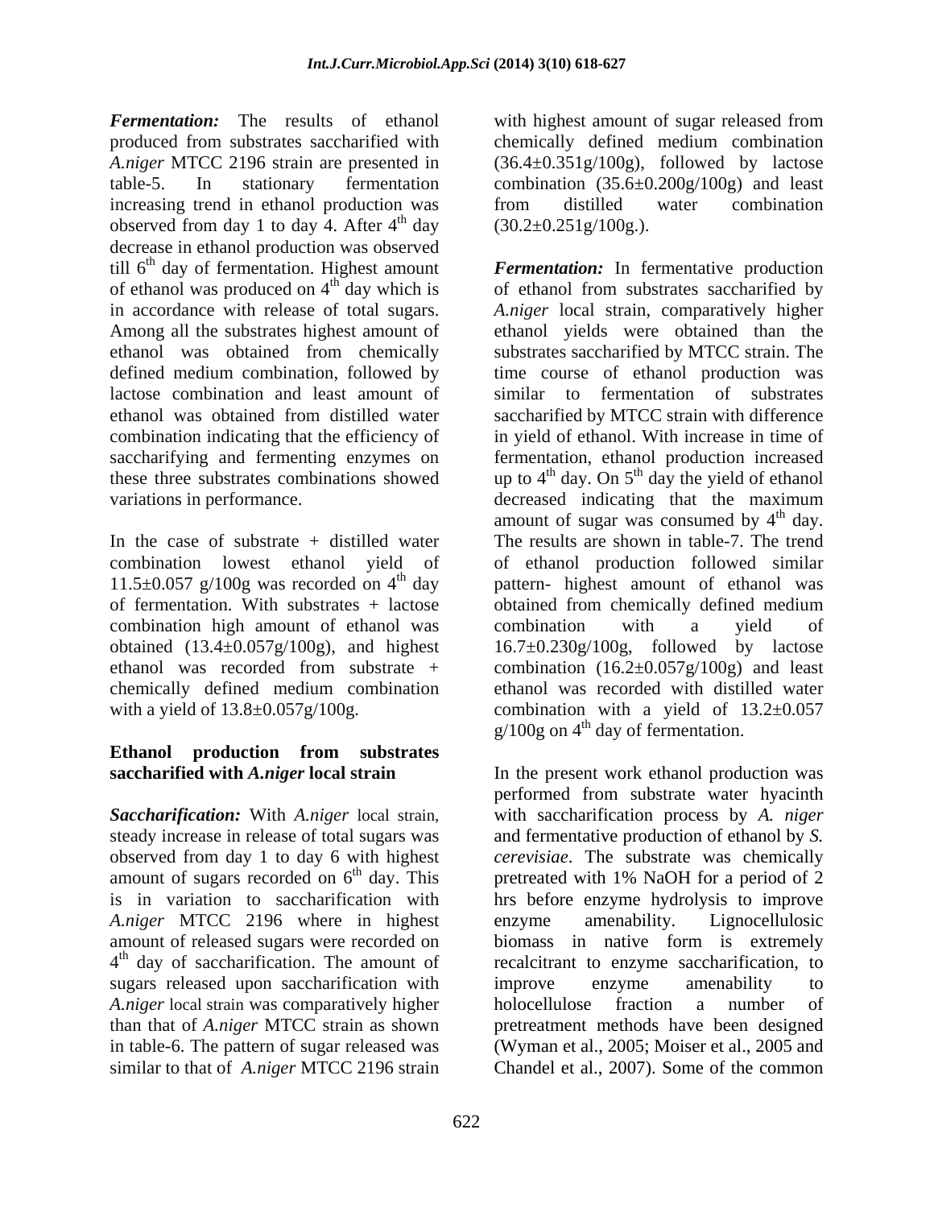***Fermentation:*** The results of ethanol produced from substrates saccharified with *A.niger* MTCC 2196 strain are presented in table-5. In stationary fermentation increasing trend in ethanol production was observed from day 1 to day 4. After 4$^{th}$ day decrease in ethanol production was observed till 6$^{th}$ day of fermentation. Highest amount of ethanol was produced on 4$^{th}$ day which is in accordance with release of total sugars. Among all the substrates highest amount of ethanol was obtained from chemically defined medium combination, followed by lactose combination and least amount of ethanol was obtained from distilled water combination indicating that the efficiency of saccharifying and fermenting enzymes on these three substrates combinations showed variations in performance.

In the case of substrate + distilled water combination lowest ethanol yield of 11.5±0.057 g/100g was recorded on 4$^{th}$ day of fermentation. With substrates + lactose combination high amount of ethanol was obtained (13.4±0.057g/100g), and highest ethanol was recorded from substrate + chemically defined medium combination with a yield of 13.8±0.057g/100g.

## Ethanol production from substrates saccharified with *A.niger* local strain

***Saccharification:*** With *A.niger* local strain, steady increase in release of total sugars was observed from day 1 to day 6 with highest amount of sugars recorded on 6$^{th}$ day. This is in variation to saccharification with *A.niger* MTCC 2196 where in highest amount of released sugars were recorded on 4$^{th}$ day of saccharification. The amount of sugars released upon saccharification with *A.niger* local strain was comparatively higher than that of *A.niger* MTCC strain as shown in table-6. The pattern of sugar released was similar to that of *A.niger* MTCC 2196 strain with highest amount of sugar released from chemically defined medium combination (36.4±0.351g/100g), followed by lactose combination (35.6±0.200g/100g) and least from distilled water combination (30.2±0.251g/100g.).

***Fermentation:*** In fermentative production of ethanol from substrates saccharified by *A.niger* local strain, comparatively higher ethanol yields were obtained than the substrates saccharified by MTCC strain. The time course of ethanol production was similar to fermentation of substrates saccharified by MTCC strain with difference in yield of ethanol. With increase in time of fermentation, ethanol production increased up to 4$^{th}$ day. On 5$^{th}$ day the yield of ethanol decreased indicating that the maximum amount of sugar was consumed by 4$^{th}$ day. The results are shown in table-7. The trend of ethanol production followed similar pattern- highest amount of ethanol was obtained from chemically defined medium combination with a yield of 16.7±0.230g/100g, followed by lactose combination (16.2±0.057g/100g) and least ethanol was recorded with distilled water combination with a yield of 13.2±0.057 g/100g on 4$^{th}$ day of fermentation.

In the present work ethanol production was performed from substrate water hyacinth with saccharification process by *A. niger* and fermentative production of ethanol by *S. cerevisiae*. The substrate was chemically pretreated with 1% NaOH for a period of 2 hrs before enzyme hydrolysis to improve enzyme amenability. Lignocellulosic biomass in native form is extremely recalcitrant to enzyme saccharification, to improve enzyme amenability to holocellulose fraction a number of pretreatment methods have been designed (Wyman et al., 2005; Moiser et al., 2005 and Chandel et al., 2007). Some of the common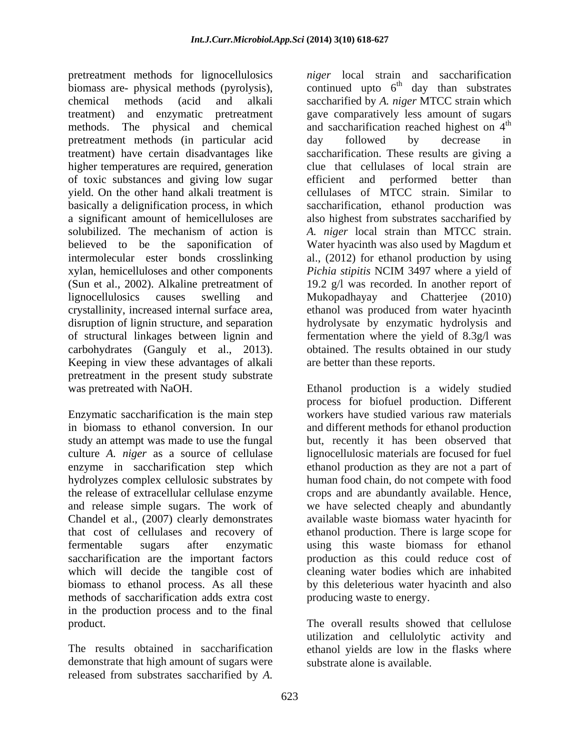pretreatment methods for lignocellulosics biomass are- physical methods (pyrolysis), chemical methods (acid and alkali treatment) and enzymatic pretreatment methods. The physical and chemical pretreatment methods (in particular acid treatment) have certain disadvantages like higher temperatures are required, generation of toxic substances and giving low sugar yield. On the other hand alkali treatment is basically a delignification process, in which a significant amount of hemicelluloses are solubilized. The mechanism of action is believed to be the saponification of intermolecular ester bonds crosslinking xylan, hemicelluloses and other components (Sun et al., 2002). Alkaline pretreatment of lignocellulosics causes swelling and crystallinity, increased internal surface area, disruption of lignin structure, and separation of structural linkages between lignin and carbohydrates (Ganguly et al., 2013). Keeping in view these advantages of alkali pretreatment in the present study substrate was pretreated with NaOH.

Enzymatic saccharification is the main step in biomass to ethanol conversion. In our study an attempt was made to use the fungal culture *A. niger* as a source of cellulase enzyme in saccharification step which hydrolyzes complex cellulosic substrates by the release of extracellular cellulase enzyme and release simple sugars. The work of Chandel et al., (2007) clearly demonstrates that cost of cellulases and recovery of fermentable sugars after enzymatic saccharification are the important factors which will decide the tangible cost of biomass to ethanol process. As all these methods of saccharification adds extra cost in the production process and to the final product.

The results obtained in saccharification demonstrate that high amount of sugars were released from substrates saccharified by *A. niger* local strain and saccharification continued upto 6[th] day than substrates saccharified by *A. niger* MTCC strain which gave comparatively less amount of sugars and saccharification reached highest on 4[th] day followed by decrease in saccharification. These results are giving a clue that cellulases of local strain are efficient and performed better than cellulases of MTCC strain. Similar to saccharification, ethanol production was also highest from substrates saccharified by *A. niger* local strain than MTCC strain. Water hyacinth was also used by Magdum et al., (2012) for ethanol production by using *Pichia stipitis* NCIM 3497 where a yield of 19.2 g/l was recorded. In another report of Mukopadhayay and Chatterjee (2010) ethanol was produced from water hyacinth hydrolysate by enzymatic hydrolysis and fermentation where the yield of 8.3g/l was obtained. The results obtained in our study are better than these reports.

Ethanol production is a widely studied process for biofuel production. Different workers have studied various raw materials and different methods for ethanol production but, recently it has been observed that lignocellulosic materials are focused for fuel ethanol production as they are not a part of human food chain, do not compete with food crops and are abundantly available. Hence, we have selected cheaply and abundantly available waste biomass water hyacinth for ethanol production. There is large scope for using this waste biomass for ethanol production as this could reduce cost of cleaning water bodies which are inhabited by this deleterious water hyacinth and also producing waste to energy.

The overall results showed that cellulose utilization and cellulolytic activity and ethanol yields are low in the flasks where substrate alone is available.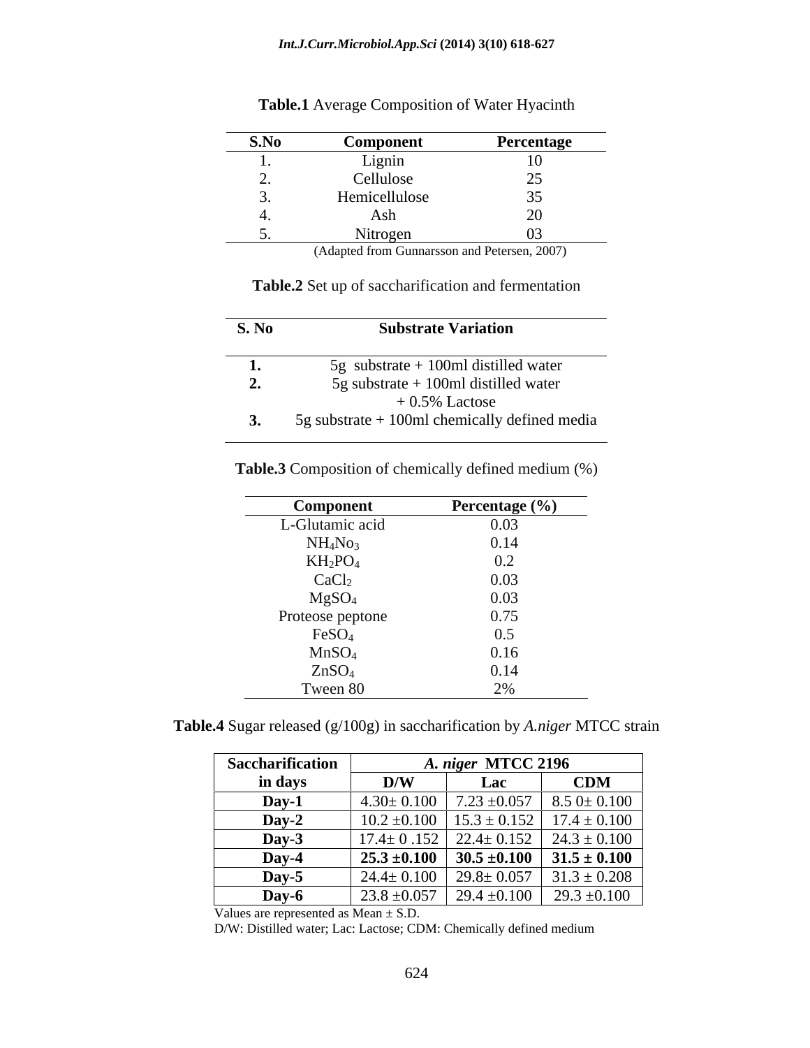**Table.1** Average Composition of Water Hyacinth

| S.No | Component | Percentage |
|---|---|---|
| 1. | Lignin | 10 |
| 2. | Cellulose | 25 |
| 3. | Hemicellulose | 35 |
| 4. | Ash | 20 |
| 5. | Nitrogen | 03 |

(Adapted from Gunnarsson and Petersen, 2007)

**Table.2** Set up of saccharification and fermentation

| S. No | Substrate Variation |
|---|---|
| **1.** | 5g substrate + 100ml distilled water |
| **2.** | 5g substrate + 100ml distilled water + 0.5% Lactose |
| **3.** | 5g substrate + 100ml chemically defined media |

**Table.3** Composition of chemically defined medium (%)

| Component | Percentage (%) |
|---|---|
| L-Glutamic acid | 0.03 |
| $NH_4No_3$ | 0.14 |
| $KH_2PO_4$ | 0.2 |
| $CaCl_2$ | 0.03 |
| $MgSO_4$ | 0.03 |
| Proteose peptone | 0.75 |
| $FeSO_4$ | 0.5 |
| $MnSO_4$ | 0.16 |
| $ZnSO_4$ | 0.14 |
| Tween 80 | 2% |

**Table.4** Sugar released (g/100g) in saccharification by *A.niger* MTCC strain

| Saccharification in days | *A. niger* MTCC 2196 | | |
|---|---|---|---|
| | **D/W** | **Lac** | **CDM** |
| **Day-1** | 4.30± 0.100 | 7.23 ±0.057 | 8.5 0± 0.100 |
| **Day-2** | 10.2 ±0.100 | 15.3 ± 0.152 | 17.4 ± 0.100 |
| **Day-3** | 17.4± 0 .152 | 22.4± 0.152 | 24.3 ± 0.100 |
| **Day-4** | **25.3 ±0.100** | **30.5 ±0.100** | **31.5 ± 0.100** |
| **Day-5** | 24.4± 0.100 | 29.8± 0.057 | 31.3 ± 0.208 |
| **Day-6** | 23.8 ±0.057 | 29.4 ±0.100 | 29.3 ±0.100 |

Values are represented as Mean ± S.D.

D/W: Distilled water; Lac: Lactose; CDM: Chemically defined medium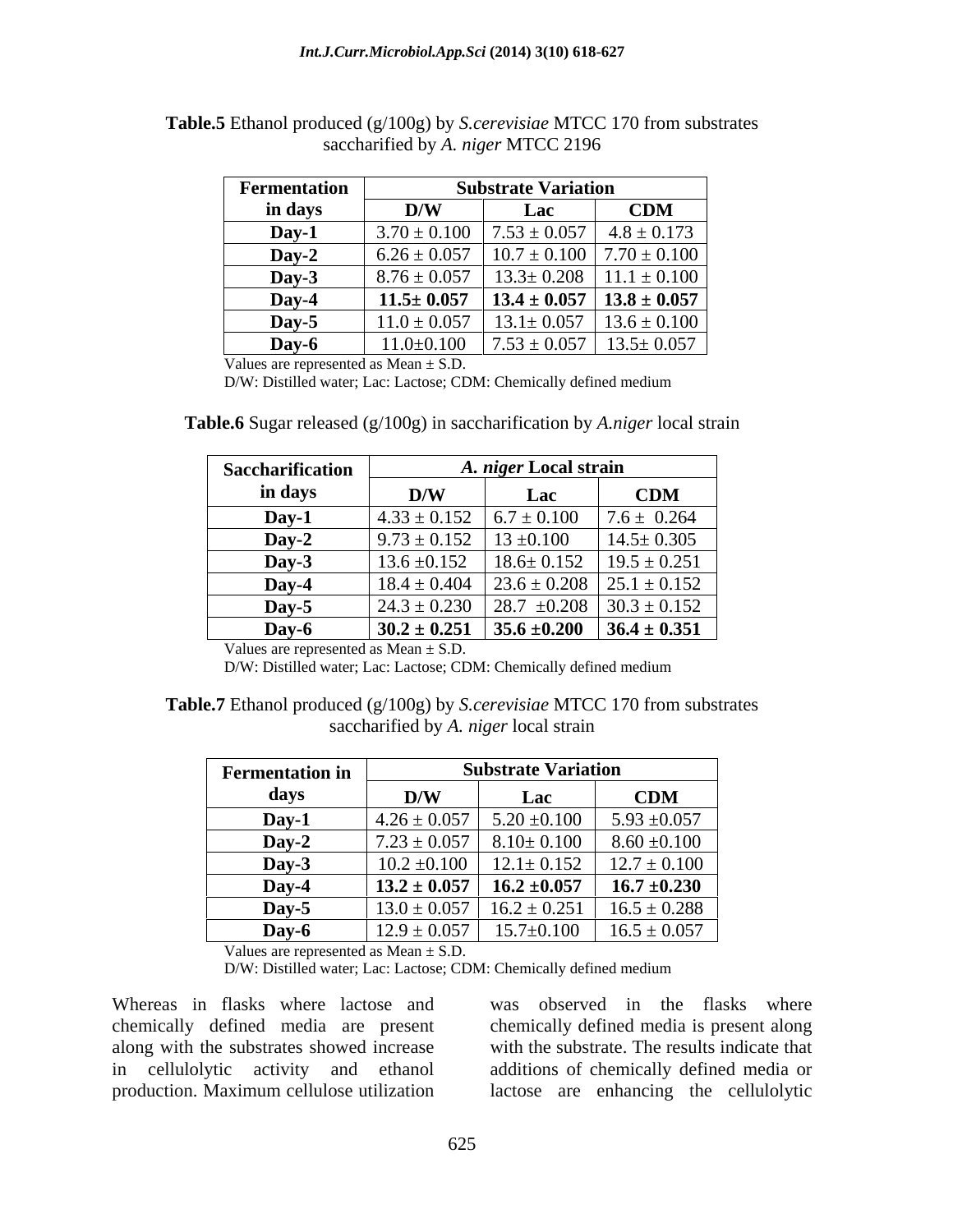**Table.5** Ethanol produced (g/100g) by *S.cerevisiae* MTCC 170 from substrates saccharified by *A. niger* MTCC 2196

| Fermentation in days | Substrate Variation | | |
|---|---|---|---|
| | D/W | Lac | CDM |
| **Day-1** | 3.70 ± 0.100 | 7.53 ± 0.057 | 4.8 ± 0.173 |
| **Day-2** | 6.26 ± 0.057 | 10.7 ± 0.100 | 7.70 ± 0.100 |
| **Day-3** | 8.76 ± 0.057 | 13.3± 0.208 | 11.1 ± 0.100 |
| **Day-4** | **11.5± 0.057** | **13.4 ± 0.057** | **13.8 ± 0.057** |
| **Day-5** | 11.0 ± 0.057 | 13.1± 0.057 | 13.6 ± 0.100 |
| **Day-6** | 11.0±0.100 | 7.53 ± 0.057 | 13.5± 0.057 |

Values are represented as Mean ± S.D.
D/W: Distilled water; Lac: Lactose; CDM: Chemically defined medium

**Table.6** Sugar released (g/100g) in saccharification by *A.niger* local strain

| Saccharification in days | *A. niger* Local strain | | |
|---|---|---|---|
| | D/W | Lac | CDM |
| **Day-1** | 4.33 ± 0.152 | 6.7 ± 0.100 | 7.6 ± 0.264 |
| **Day-2** | 9.73 ± 0.152 | 13 ±0.100 | 14.5± 0.305 |
| **Day-3** | 13.6 ±0.152 | 18.6± 0.152 | 19.5 ± 0.251 |
| **Day-4** | 18.4 ± 0.404 | 23.6 ± 0.208 | 25.1 ± 0.152 |
| **Day-5** | 24.3 ± 0.230 | 28.7 ±0.208 | 30.3 ± 0.152 |
| **Day-6** | **30.2 ± 0.251** | **35.6 ±0.200** | **36.4 ± 0.351** |

Values are represented as Mean ± S.D.
D/W: Distilled water; Lac: Lactose; CDM: Chemically defined medium

**Table.7** Ethanol produced (g/100g) by *S.cerevisiae* MTCC 170 from substrates saccharified by *A. niger* local strain

| Fermentation in days | Substrate Variation | | |
|---|---|---|---|
| | D/W | Lac | CDM |
| **Day-1** | 4.26 ± 0.057 | 5.20 ±0.100 | 5.93 ±0.057 |
| **Day-2** | 7.23 ± 0.057 | 8.10± 0.100 | 8.60 ±0.100 |
| **Day-3** | 10.2 ±0.100 | 12.1± 0.152 | 12.7 ± 0.100 |
| **Day-4** | **13.2 ± 0.057** | **16.2 ±0.057** | **16.7 ±0.230** |
| **Day-5** | 13.0 ± 0.057 | 16.2 ± 0.251 | 16.5 ± 0.288 |
| **Day-6** | 12.9 ± 0.057 | 15.7±0.100 | 16.5 ± 0.057 |

Values are represented as Mean ± S.D.
D/W: Distilled water; Lac: Lactose; CDM: Chemically defined medium

Whereas in flasks where lactose and chemically defined media are present along with the substrates showed increase in cellulolytic activity and ethanol production. Maximum cellulose utilization was observed in the flasks where chemically defined media is present along with the substrate. The results indicate that additions of chemically defined media or lactose are enhancing the cellulolytic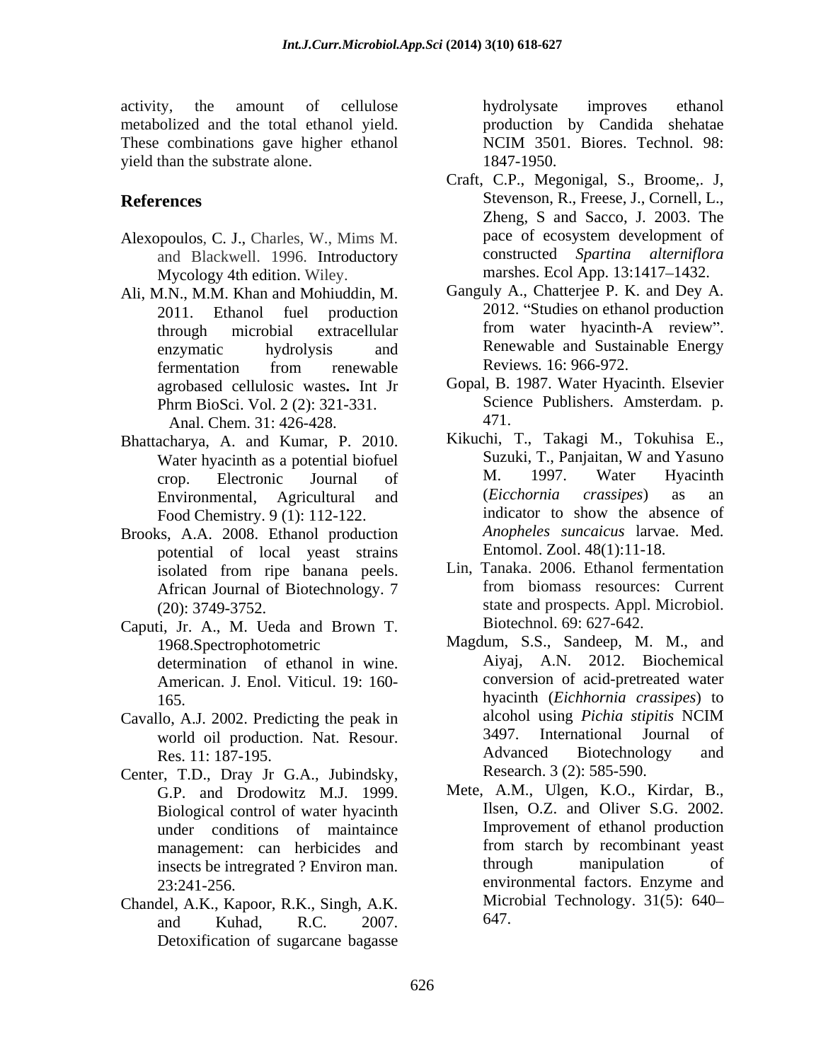activity, the amount of cellulose metabolized and the total ethanol yield. These combinations gave higher ethanol yield than the substrate alone.

## References

Alexopoulos, C. J., Charles, W., Mims M. and Blackwell. 1996. Introductory Mycology 4th edition. Wiley.

Ali, M.N., M.M. Khan and Mohiuddin, M. 2011. Ethanol fuel production through microbial extracellular enzymatic hydrolysis and fermentation from renewable agrobased cellulosic wastes**.** Int Jr Phrm BioSci. Vol. 2 (2): 321-331. Anal. Chem. 31: 426-428.

Bhattacharya, A. and Kumar, P. 2010. Water hyacinth as a potential biofuel crop. Electronic Journal of Environmental, Agricultural and Food Chemistry. 9 (1): 112-122.

Brooks, A.A. 2008. Ethanol production potential of local yeast strains isolated from ripe banana peels. African Journal of Biotechnology. 7 (20): 3749-3752.

Caputi, Jr. A., M. Ueda and Brown T. 1968.Spectrophotometric determination of ethanol in wine. American. J. Enol. Viticul. 19: 160-165.

Cavallo, A.J. 2002. Predicting the peak in world oil production. Nat. Resour. Res. 11: 187-195.

Center, T.D., Dray Jr G.A., Jubindsky, G.P. and Drodowitz M.J. 1999. Biological control of water hyacinth under conditions of maintaince management: can herbicides and insects be intregrated ? Environ man. 23:241-256.

Chandel, A.K., Kapoor, R.K., Singh, A.K. and Kuhad, R.C. 2007. Detoxification of sugarcane bagasse hydrolysate improves ethanol production by Candida shehatae NCIM 3501. Biores. Technol. 98: 1847-1950.

Craft, C.P., Megonigal, S., Broome,. J, Stevenson, R., Freese, J., Cornell, L., Zheng, S and Sacco, J. 2003. The pace of ecosystem development of constructed *Spartina alterniflora* marshes. Ecol App. 13:1417–1432.

Ganguly A., Chatterjee P. K. and Dey A. 2012. "Studies on ethanol production from water hyacinth-A review". Renewable and Sustainable Energy Reviews*.* 16: 966-972.

Gopal, B. 1987. Water Hyacinth. Elsevier Science Publishers. Amsterdam. p. 471.

Kikuchi, T., Takagi M., Tokuhisa E., Suzuki, T., Panjaitan, W and Yasuno M. 1997. Water Hyacinth (*Eicchornia crassipes*) as an indicator to show the absence of *Anopheles suncaicus* larvae. Med. Entomol. Zool. 48(1):11-18.

Lin, Tanaka. 2006. Ethanol fermentation from biomass resources: Current state and prospects. Appl. Microbiol. Biotechnol. 69: 627-642.

Magdum, S.S., Sandeep, M. M., and Aiyaj, A.N. 2012. Biochemical conversion of acid-pretreated water hyacinth (*Eichhornia crassipes*) to alcohol using *Pichia stipitis* NCIM 3497. International Journal of Advanced Biotechnology and Research. 3 (2): 585-590.

Mete, A.M., Ulgen, K.O., Kirdar, B., Ilsen, O.Z. and Oliver S.G. 2002. Improvement of ethanol production from starch by recombinant yeast through manipulation of environmental factors. Enzyme and Microbial Technology. 31(5): 640–647.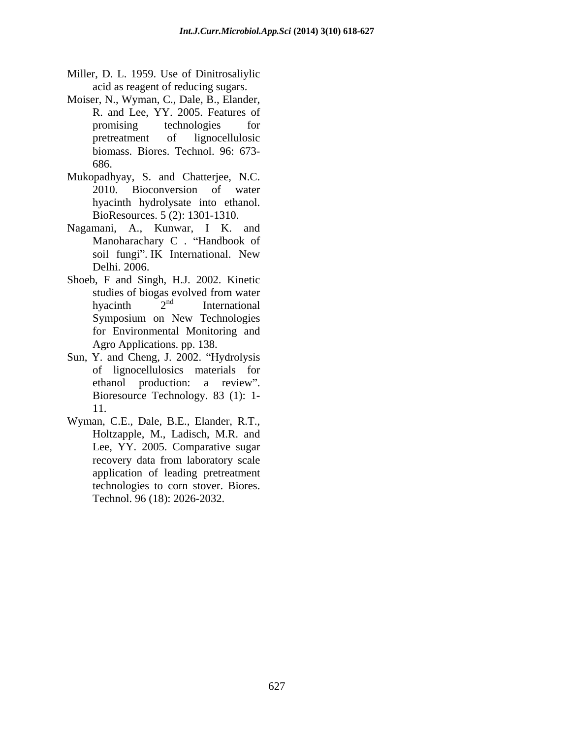Miller, D. L. 1959. Use of Dinitrosaliylic acid as reagent of reducing sugars.

Moiser, N., Wyman, C., Dale, B., Elander, R. and Lee, YY. 2005. Features of promising technologies for pretreatment of lignocellulosic biomass. Biores. Technol. 96: 673-686.

Mukopadhyay, S. and Chatterjee, N.C. 2010. Bioconversion of water hyacinth hydrolysate into ethanol. BioResources. 5 (2): 1301-1310.

Nagamani, A., Kunwar, I K. and Manoharachary C . "Handbook of soil fungi". IK International. New Delhi. 2006.

Shoeb, F and Singh, H.J. 2002. Kinetic studies of biogas evolved from water hyacinth 2nd International Symposium on New Technologies for Environmental Monitoring and Agro Applications. pp. 138.

Sun, Y. and Cheng, J. 2002. "Hydrolysis of lignocellulosics materials for ethanol production: a review". Bioresource Technology. 83 (1): 1-11.

Wyman, C.E., Dale, B.E., Elander, R.T., Holtzapple, M., Ladisch, M.R. and Lee, YY. 2005. Comparative sugar recovery data from laboratory scale application of leading pretreatment technologies to corn stover. Biores. Technol. 96 (18): 2026-2032.